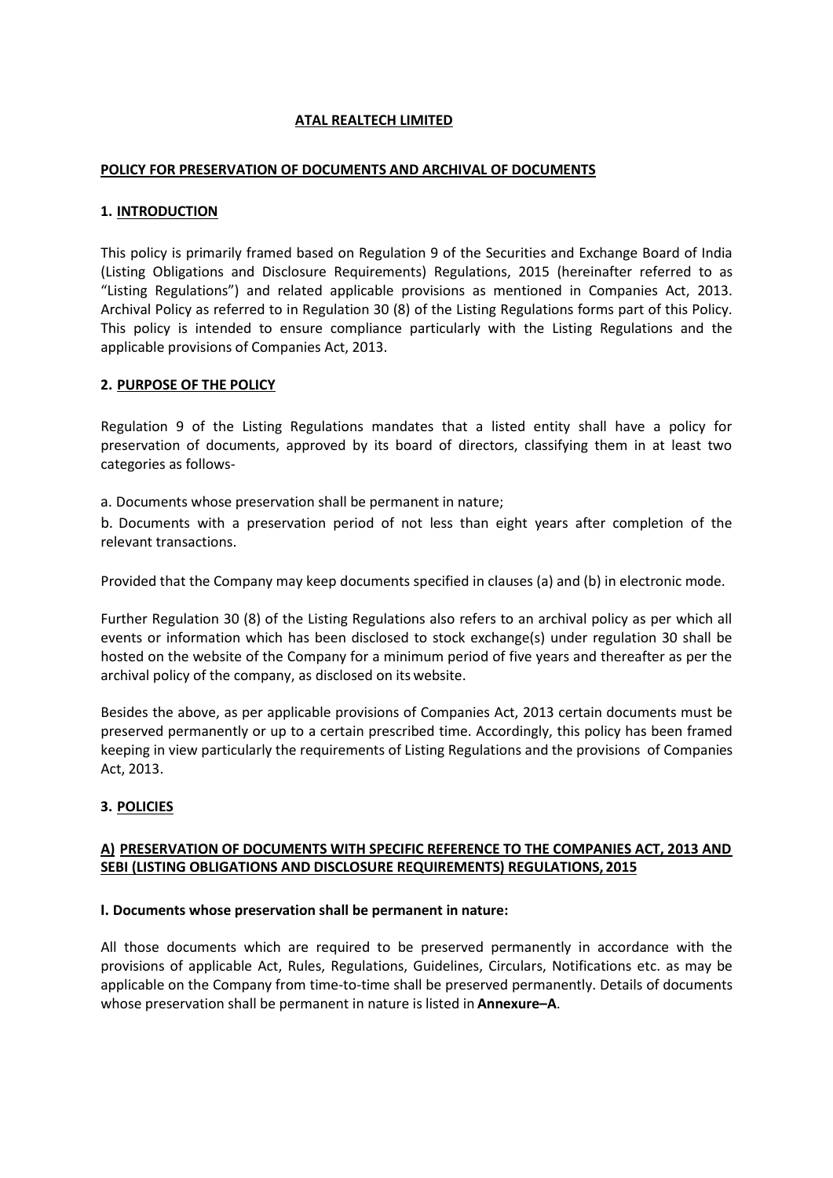# ATAL REALTECH LIMITED

## POLICY FOR PRESERVATION OF DOCUMENTS AND ARCHIVAL OF DOCUMENTS

### 1. INTRODUCTION

This policy is primarily framed based on Regulation 9 of the Securities and Exchange Board of India (Listing Obligations and Disclosure Requirements) Regulations, 2015 (hereinafter referred to as "Listing Regulations") and related applicable provisions as mentioned in Companies Act, 2013. Archival Policy as referred to in Regulation 30 (8) of the Listing Regulations forms part of this Policy. This policy is intended to ensure compliance particularly with the Listing Regulations and the applicable provisions of Companies Act, 2013.

### 2. PURPOSE OF THE POLICY

Regulation 9 of the Listing Regulations mandates that a listed entity shall have a policy for preservation of documents, approved by its board of directors, classifying them in at least two categories as follows-

a. Documents whose preservation shall be permanent in nature;

b. Documents with a preservation period of not less than eight years after completion of the relevant transactions.

Provided that the Company may keep documents specified in clauses (a) and (b) in electronic mode.

Further Regulation 30 (8) of the Listing Regulations also refers to an archival policy as per which all events or information which has been disclosed to stock exchange(s) under regulation 30 shall be hosted on the website of the Company for a minimum period of five years and thereafter as per the archival policy of the company, as disclosed on its website.

Besides the above, as per applicable provisions of Companies Act, 2013 certain documents must be preserved permanently or up to a certain prescribed time. Accordingly, this policy has been framed keeping in view particularly the requirements of Listing Regulations and the provisions of Companies Act, 2013.

### 3. POLICIES

#### A) PRESERVATION OF DOCUMENTS WITH SPECIFIC REFERENCE TO THE COMPANIES ACT, 2013 AND SEBI (LISTING OBLIGATIONS AND DISCLOSURE REQUIREMENTS) REGULATIONS, 2015

**I. Documents whose preservation shall be permanent in nature:**

All those documents which are required to be preserved permanently in accordance with the provisions of applicable Act, Rules, Regulations, Guidelines, Circulars, Notifications etc. as may be applicable on the Company from time-to-time shall be preserved permanently. Details of documents whose preservation shall be permanent in nature is listed in **Annexure–A**.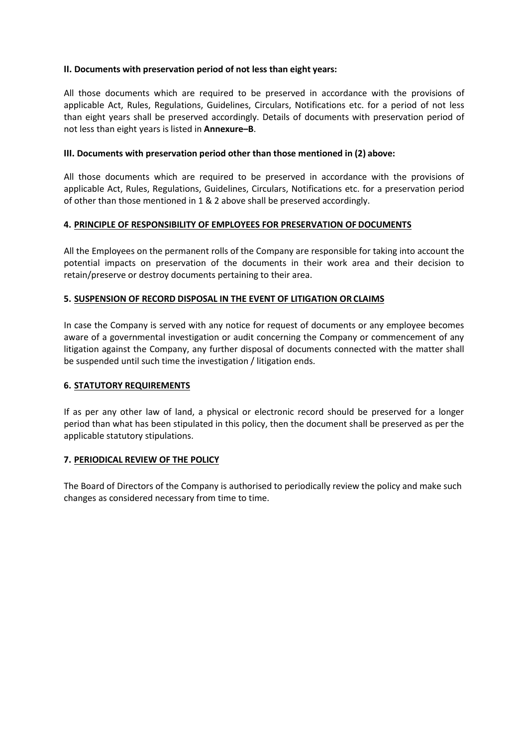**II. Documents with preservation period of not less than eight years:**

All those documents which are required to be preserved in accordance with the provisions of applicable Act, Rules, Regulations, Guidelines, Circulars, Notifications etc. for a period of not less than eight years shall be preserved accordingly. Details of documents with preservation period of not less than eight years is listed in **Annexure–B**.

**III. Documents with preservation period other than those mentioned in (2) above:**

All those documents which are required to be preserved in accordance with the provisions of applicable Act, Rules, Regulations, Guidelines, Circulars, Notifications etc. for a preservation period of other than those mentioned in 1 & 2 above shall be preserved accordingly.

## 4. PRINCIPLE OF RESPONSIBILITY OF EMPLOYEES FOR PRESERVATION OF DOCUMENTS

All the Employees on the permanent rolls of the Company are responsible for taking into account the potential impacts on preservation of the documents in their work area and their decision to retain/preserve or destroy documents pertaining to their area.

## 5. SUSPENSION OF RECORD DISPOSAL IN THE EVENT OF LITIGATION OR CLAIMS

In case the Company is served with any notice for request of documents or any employee becomes aware of a governmental investigation or audit concerning the Company or commencement of any litigation against the Company, any further disposal of documents connected with the matter shall be suspended until such time the investigation / litigation ends.

## 6. STATUTORY REQUIREMENTS

If as per any other law of land, a physical or electronic record should be preserved for a longer period than what has been stipulated in this policy, then the document shall be preserved as per the applicable statutory stipulations.

## 7. PERIODICAL REVIEW OF THE POLICY

The Board of Directors of the Company is authorised to periodically review the policy and make such changes as considered necessary from time to time.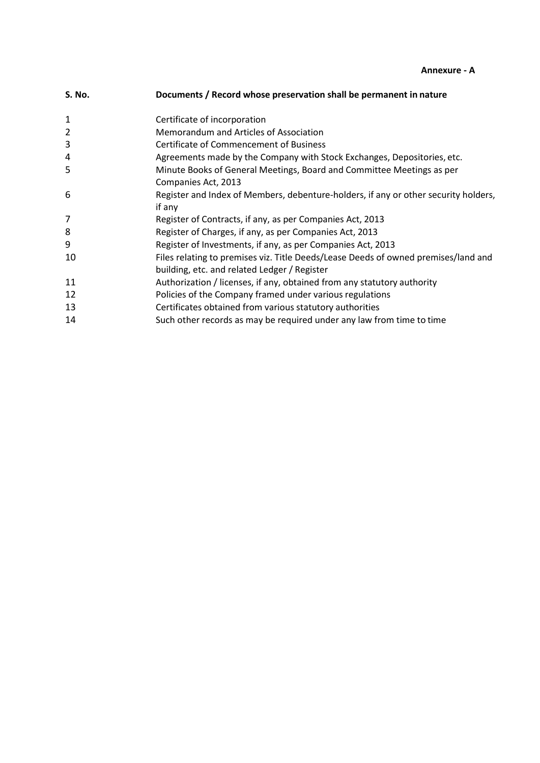**Annexure - A**

| S. No. | Documents / Record whose preservation shall be permanent in nature |
|---|---|
| 1 | Certificate of incorporation |
| 2 | Memorandum and Articles of Association |
| 3 | Certificate of Commencement of Business |
| 4 | Agreements made by the Company with Stock Exchanges, Depositories, etc. |
| 5 | Minute Books of General Meetings, Board and Committee Meetings as per Companies Act, 2013 |
| 6 | Register and Index of Members, debenture-holders, if any or other security holders, if any |
| 7 | Register of Contracts, if any, as per Companies Act, 2013 |
| 8 | Register of Charges, if any, as per Companies Act, 2013 |
| 9 | Register of Investments, if any, as per Companies Act, 2013 |
| 10 | Files relating to premises viz. Title Deeds/Lease Deeds of owned premises/land and building, etc. and related Ledger / Register |
| 11 | Authorization / licenses, if any, obtained from any statutory authority |
| 12 | Policies of the Company framed under various regulations |
| 13 | Certificates obtained from various statutory authorities |
| 14 | Such other records as may be required under any law from time to time |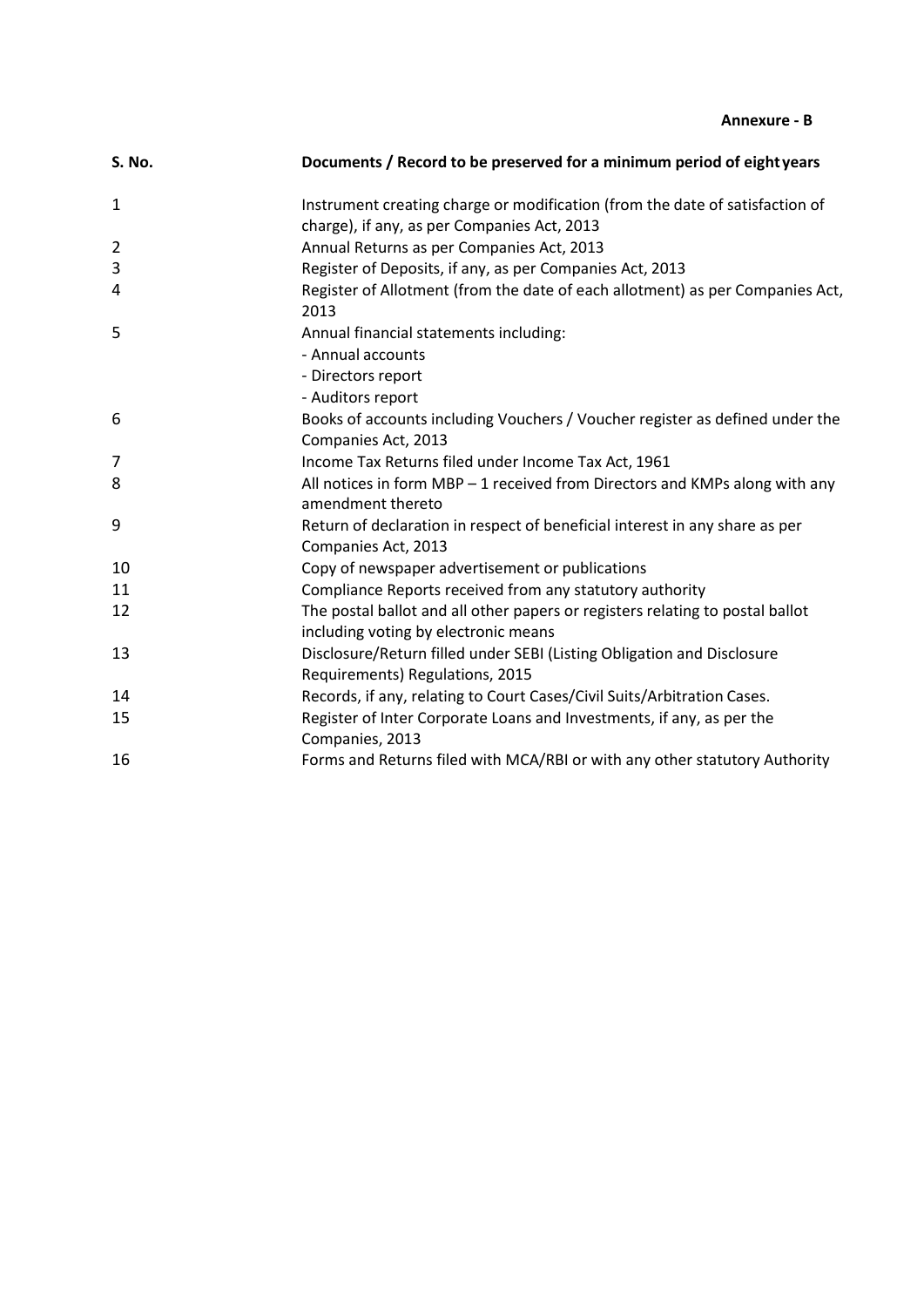**Annexure - B**

| S. No. | Documents / Record to be preserved for a minimum period of eight years |
|---|---|
| 1 | Instrument creating charge or modification (from the date of satisfaction of charge), if any, as per Companies Act, 2013 |
| 2 | Annual Returns as per Companies Act, 2013 |
| 3 | Register of Deposits, if any, as per Companies Act, 2013 |
| 4 | Register of Allotment (from the date of each allotment) as per Companies Act, 2013 |
| 5 | Annual financial statements including:<br>- Annual accounts<br>- Directors report<br>- Auditors report |
| 6 | Books of accounts including Vouchers / Voucher register as defined under the Companies Act, 2013 |
| 7 | Income Tax Returns filed under Income Tax Act, 1961 |
| 8 | All notices in form MBP – 1 received from Directors and KMPs along with any amendment thereto |
| 9 | Return of declaration in respect of beneficial interest in any share as per Companies Act, 2013 |
| 10 | Copy of newspaper advertisement or publications |
| 11 | Compliance Reports received from any statutory authority |
| 12 | The postal ballot and all other papers or registers relating to postal ballot including voting by electronic means |
| 13 | Disclosure/Return filled under SEBI (Listing Obligation and Disclosure Requirements) Regulations, 2015 |
| 14 | Records, if any, relating to Court Cases/Civil Suits/Arbitration Cases. |
| 15 | Register of Inter Corporate Loans and Investments, if any, as per the Companies, 2013 |
| 16 | Forms and Returns filed with MCA/RBI or with any other statutory Authority |